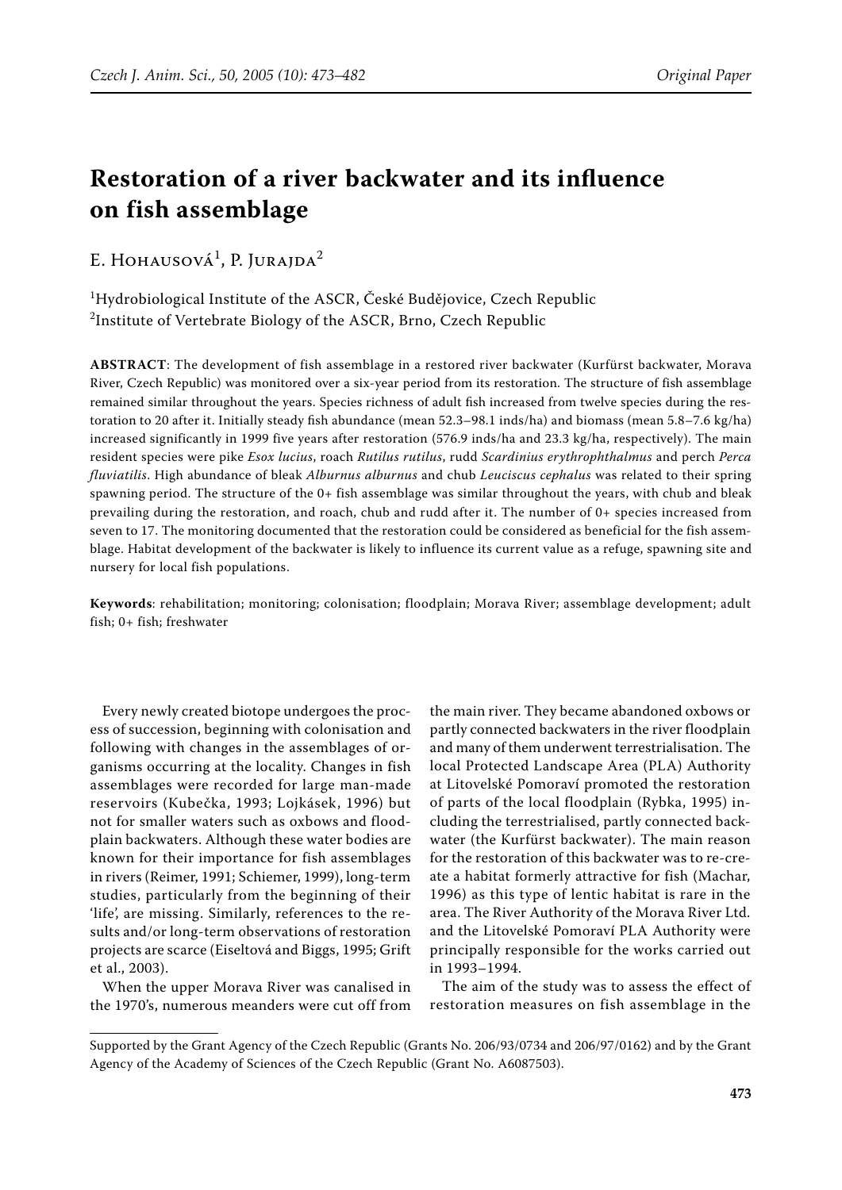# Restoration of a river backwater and its influence on fish assemblage

E. Hohausová[1], P. Jurajda[2]

[1]Hydrobiological Institute of the ASCR, České Budějovice, Czech Republic
[2]Institute of Vertebrate Biology of the ASCR, Brno, Czech Republic

**ABSTRACT**: The development of fish assemblage in a restored river backwater (Kurfürst backwater, Morava River, Czech Republic) was monitored over a six-year period from its restoration. The structure of fish assemblage remained similar throughout the years. Species richness of adult fish increased from twelve species during the restoration to 20 after it. Initially steady fish abundance (mean 52.3–98.1 inds/ha) and biomass (mean 5.8–7.6 kg/ha) increased significantly in 1999 five years after restoration (576.9 inds/ha and 23.3 kg/ha, respectively). The main resident species were pike *Esox lucius*, roach *Rutilus rutilus*, rudd *Scardinius erythrophthalmus* and perch *Perca fluviatilis*. High abundance of bleak *Alburnus alburnus* and chub *Leuciscus cephalus* was related to their spring spawning period. The structure of the 0+ fish assemblage was similar throughout the years, with chub and bleak prevailing during the restoration, and roach, chub and rudd after it. The number of 0+ species increased from seven to 17. The monitoring documented that the restoration could be considered as beneficial for the fish assemblage. Habitat development of the backwater is likely to influence its current value as a refuge, spawning site and nursery for local fish populations.

**Keywords**: rehabilitation; monitoring; colonisation; floodplain; Morava River; assemblage development; adult fish; 0+ fish; freshwater

Every newly created biotope undergoes the process of succession, beginning with colonisation and following with changes in the assemblages of organisms occurring at the locality. Changes in fish assemblages were recorded for large man-made reservoirs (Kubečka, 1993; Lojkásek, 1996) but not for smaller waters such as oxbows and floodplain backwaters. Although these water bodies are known for their importance for fish assemblages in rivers (Reimer, 1991; Schiemer, 1999), long-term studies, particularly from the beginning of their 'life', are missing. Similarly, references to the results and/or long-term observations of restoration projects are scarce (Eiseltová and Biggs, 1995; Grift et al., 2003).

When the upper Morava River was canalised in the 1970's, numerous meanders were cut off from the main river. They became abandoned oxbows or partly connected backwaters in the river floodplain and many of them underwent terrestrialisation. The local Protected Landscape Area (PLA) Authority at Litovelské Pomoraví promoted the restoration of parts of the local floodplain (Rybka, 1995) including the terrestrialised, partly connected backwater (the Kurfürst backwater). The main reason for the restoration of this backwater was to re-create a habitat formerly attractive for fish (Machar, 1996) as this type of lentic habitat is rare in the area. The River Authority of the Morava River Ltd. and the Litovelské Pomoraví PLA Authority were principally responsible for the works carried out in 1993–1994.

The aim of the study was to assess the effect of restoration measures on fish assemblage in the

Supported by the Grant Agency of the Czech Republic (Grants No. 206/93/0734 and 206/97/0162) and by the Grant Agency of the Academy of Sciences of the Czech Republic (Grant No. A6087503).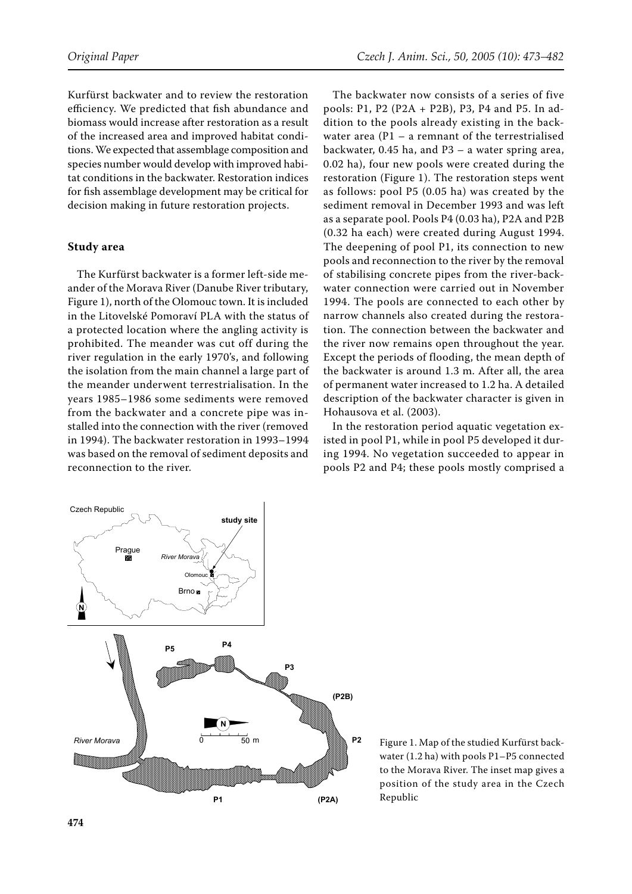Kurfürst backwater and to review the restoration efficiency. We predicted that fish abundance and biomass would increase after restoration as a result of the increased area and improved habitat conditions. We expected that assemblage composition and species number would develop with improved habitat conditions in the backwater. Restoration indices for fish assemblage development may be critical for decision making in future restoration projects.

## Study area

The Kurfürst backwater is a former left-side meander of the Morava River (Danube River tributary, Figure 1), north of the Olomouc town. It is included in the Litovelské Pomoraví PLA with the status of a protected location where the angling activity is prohibited. The meander was cut off during the river regulation in the early 1970's, and following the isolation from the main channel a large part of the meander underwent terrestrialisation. In the years 1985–1986 some sediments were removed from the backwater and a concrete pipe was installed into the connection with the river (removed in 1994). The backwater restoration in 1993–1994 was based on the removal of sediment deposits and reconnection to the river.

The backwater now consists of a series of five pools: P1, P2 (P2A + P2B), P3, P4 and P5. In addition to the pools already existing in the backwater area (P1 – a remnant of the terrestrialised backwater, 0.45 ha, and P3 – a water spring area, 0.02 ha), four new pools were created during the restoration (Figure 1). The restoration steps went as follows: pool P5 (0.05 ha) was created by the sediment removal in December 1993 and was left as a separate pool. Pools P4 (0.03 ha), P2A and P2B (0.32 ha each) were created during August 1994. The deepening of pool P1, its connection to new pools and reconnection to the river by the removal of stabilising concrete pipes from the river-backwater connection were carried out in November 1994. The pools are connected to each other by narrow channels also created during the restoration. The connection between the backwater and the river now remains open throughout the year. Except the periods of flooding, the mean depth of the backwater is around 1.3 m. After all, the area of permanent water increased to 1.2 ha. A detailed description of the backwater character is given in Hohausova et al. (2003).

In the restoration period aquatic vegetation existed in pool P1, while in pool P5 developed it during 1994. No vegetation succeeded to appear in pools P2 and P4; these pools mostly comprised a

Figure 1. Map of the studied Kurfürst backwater (1.2 ha) with pools P1–P5 connected to the Morava River. The inset map gives a position of the study area in the Czech Republic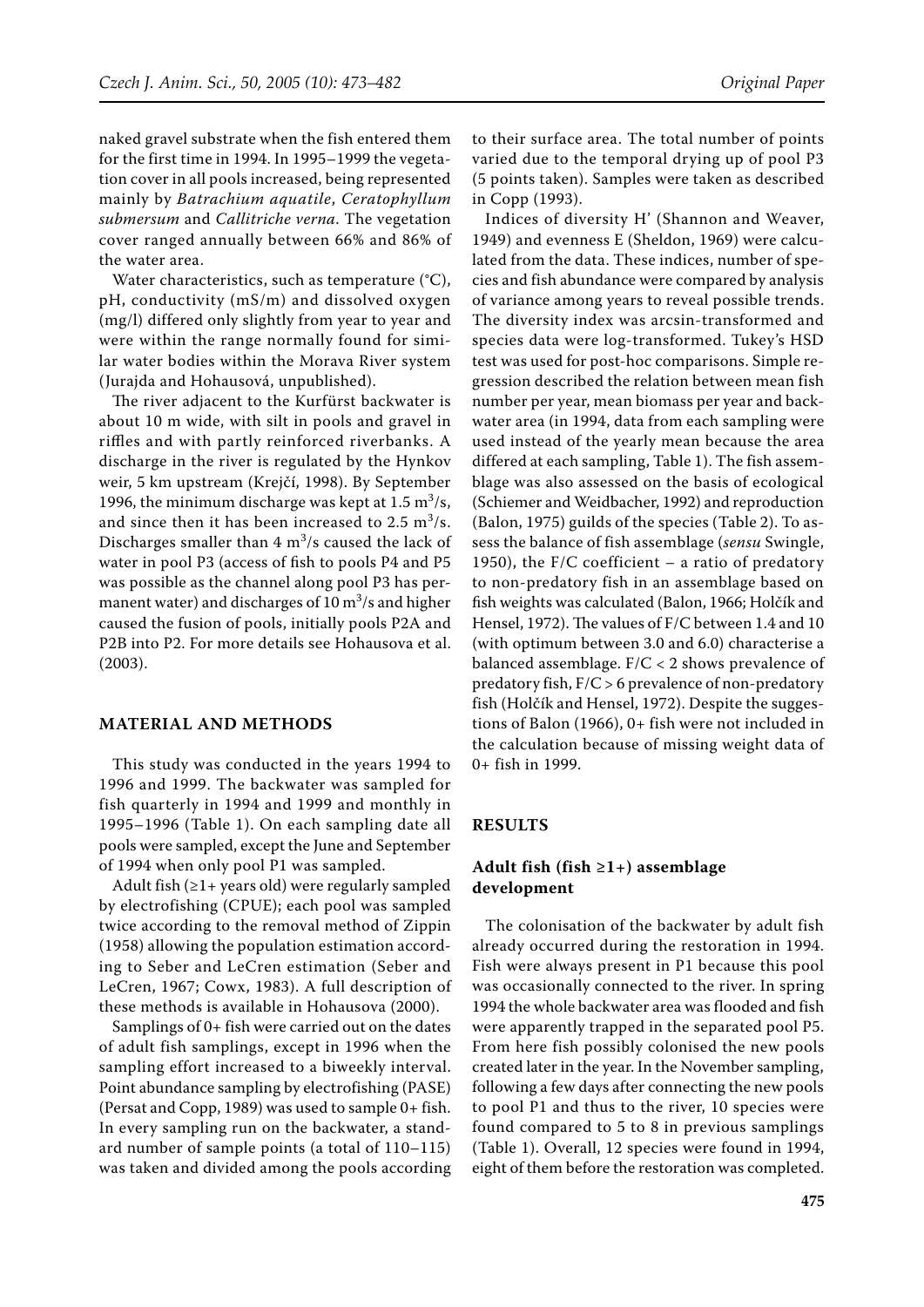naked gravel substrate when the fish entered them for the first time in 1994. In 1995–1999 the vegetation cover in all pools increased, being represented mainly by *Batrachium aquatile*, *Ceratophyllum submersum* and *Callitriche verna*. The vegetation cover ranged annually between 66% and 86% of the water area.

Water characteristics, such as temperature (°C), pH, conductivity (mS/m) and dissolved oxygen (mg/l) differed only slightly from year to year and were within the range normally found for similar water bodies within the Morava River system (Jurajda and Hohausová, unpublished).

The river adjacent to the Kurfürst backwater is about 10 m wide, with silt in pools and gravel in riffles and with partly reinforced riverbanks. A discharge in the river is regulated by the Hynkov weir, 5 km upstream (Krejčí, 1998). By September 1996, the minimum discharge was kept at 1.5 $m^3$/s, and since then it has been increased to 2.5 $m^3$/s. Discharges smaller than 4 $m^3$/s caused the lack of water in pool P3 (access of fish to pools P4 and P5 was possible as the channel along pool P3 has permanent water) and discharges of 10 $m^3$/s and higher caused the fusion of pools, initially pools P2A and P2B into P2. For more details see Hohausova et al. (2003).

## MATERIAL AND METHODS

This study was conducted in the years 1994 to 1996 and 1999. The backwater was sampled for fish quarterly in 1994 and 1999 and monthly in 1995–1996 (Table 1). On each sampling date all pools were sampled, except the June and September of 1994 when only pool P1 was sampled.

Adult fish (≥1+ years old) were regularly sampled by electrofishing (CPUE); each pool was sampled twice according to the removal method of Zippin (1958) allowing the population estimation according to Seber and LeCren estimation (Seber and LeCren, 1967; Cowx, 1983). A full description of these methods is available in Hohausova (2000).

Samplings of 0+ fish were carried out on the dates of adult fish samplings, except in 1996 when the sampling effort increased to a biweekly interval. Point abundance sampling by electrofishing (PASE) (Persat and Copp, 1989) was used to sample 0+ fish. In every sampling run on the backwater, a standard number of sample points (a total of 110–115) was taken and divided among the pools according to their surface area. The total number of points varied due to the temporal drying up of pool P3 (5 points taken). Samples were taken as described in Copp (1993).

Indices of diversity H' (Shannon and Weaver, 1949) and evenness E (Sheldon, 1969) were calculated from the data. These indices, number of species and fish abundance were compared by analysis of variance among years to reveal possible trends. The diversity index was arcsin-transformed and species data were log-transformed. Tukey's HSD test was used for post-hoc comparisons. Simple regression described the relation between mean fish number per year, mean biomass per year and backwater area (in 1994, data from each sampling were used instead of the yearly mean because the area differed at each sampling, Table 1). The fish assemblage was also assessed on the basis of ecological (Schiemer and Weidbacher, 1992) and reproduction (Balon, 1975) guilds of the species (Table 2). To assess the balance of fish assemblage (*sensu* Swingle, 1950), the F/C coefficient – a ratio of predatory to non-predatory fish in an assemblage based on fish weights was calculated (Balon, 1966; Holčík and Hensel, 1972). The values of F/C between 1.4 and 10 (with optimum between 3.0 and 6.0) characterise a balanced assemblage. F/C < 2 shows prevalence of predatory fish, F/C > 6 prevalence of non-predatory fish (Holčík and Hensel, 1972). Despite the suggestions of Balon (1966), 0+ fish were not included in the calculation because of missing weight data of 0+ fish in 1999.

## RESULTS

### Adult fish (fish ≥1+) assemblage development

The colonisation of the backwater by adult fish already occurred during the restoration in 1994. Fish were always present in P1 because this pool was occasionally connected to the river. In spring 1994 the whole backwater area was flooded and fish were apparently trapped in the separated pool P5. From here fish possibly colonised the new pools created later in the year. In the November sampling, following a few days after connecting the new pools to pool P1 and thus to the river, 10 species were found compared to 5 to 8 in previous samplings (Table 1). Overall, 12 species were found in 1994, eight of them before the restoration was completed.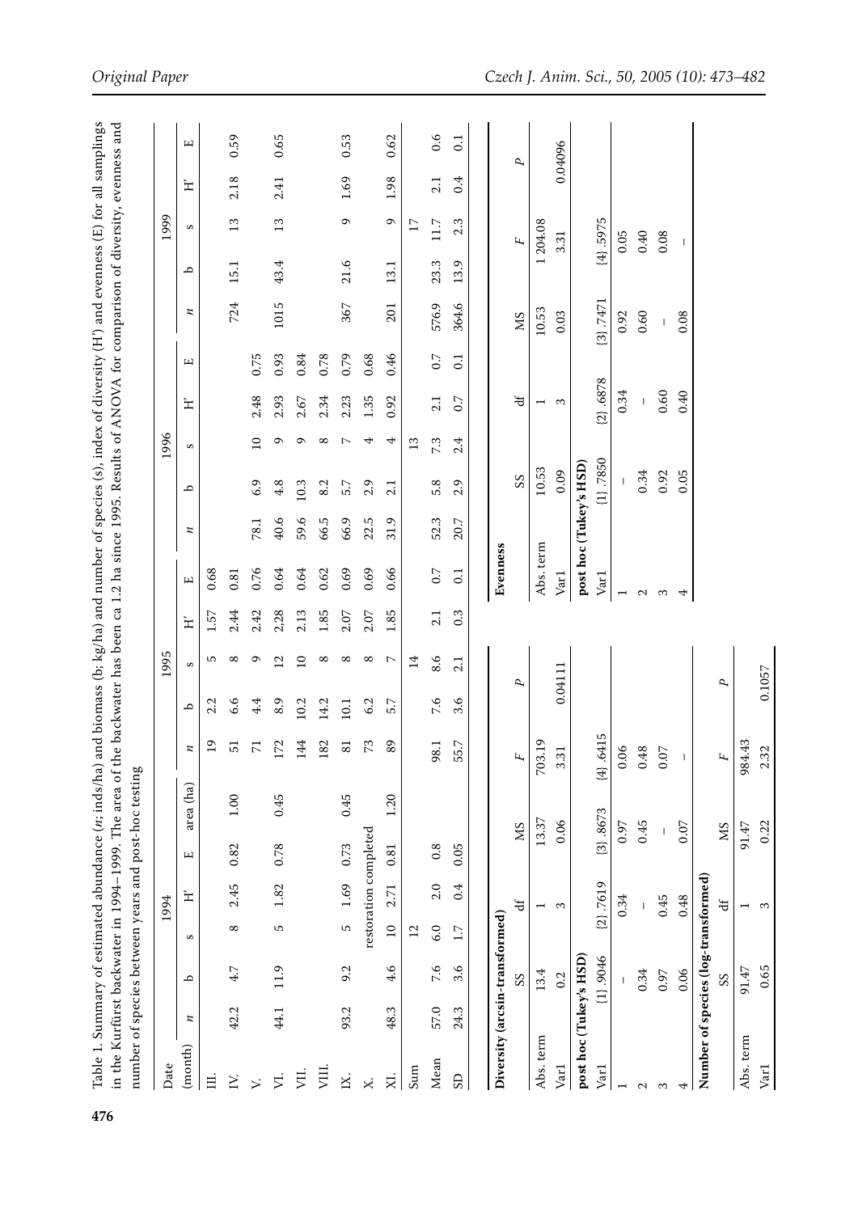Table 1. Summary of estimated abundance (*n*; inds/ha) and biomass (b; kg/ha) and number of species (s), index of diversity (H') and evenness (E) for all samplings in the Kurfürst backwater in 1994–1999. The area of the backwater has been ca 1.2 ha since 1995. Results of ANOVA for comparison of diversity, evenness and number of species between years and post-hoc testing

| Date | 1994 | | | | | | 1995 | | | | | 1996 | | | | | 1999 | | | | |
|---|---|---|---|---|---|---|---|---|---|---|---|---|---|---|---|---|---|---|---|---|---|
| (month) | *n* | b | s | H' | E | area (ha) | *n* | b | s | H' | E | *n* | b | s | H' | E | *n* | b | s | H' | E |
| III. | | | | | | | 19 | 2.2 | 5 | 1.57 | 0.68 | | | | | | | | | | |
| IV. | 42.2 | 4.7 | 8 | 2.45 | 0.82 | 1.00 | 51 | 6.6 | 8 | 2.44 | 0.81 | | | | | | 724 | 15.1 | 13 | 2.18 | 0.59 |
| V. | | | | | | | 71 | 4.4 | 9 | 2.42 | 0.76 | 78.1 | 6.9 | 10 | 2.48 | 0.75 | | | | | |
| VI. | 44.1 | 11.9 | 5 | 1.82 | 0.78 | 0.45 | 172 | 8.9 | 12 | 2,28 | 0.64 | 40.6 | 4.8 | 9 | 2.93 | 0.93 | 1015 | 43.4 | 13 | 2.41 | 0.65 |
| VII. | | | | | | | 144 | 10.2 | 10 | 2.13 | 0.64 | 59.6 | 10.3 | 9 | 2.67 | 0.84 | | | | | |
| VIII. | | | | | | | 182 | 14.2 | 8 | 1.85 | 0.62 | 66.5 | 8.2 | 8 | 2.34 | 0.78 | | | | | |
| IX. | 93.2 | 9.2 | 5 | 1.69 | 0.73 | 0.45 | 81 | 10.1 | 8 | 2.07 | 0.69 | 66.9 | 5.7 | 7 | 2.23 | 0.79 | 367 | 21.6 | 9 | 1.69 | 0.53 |
| X. | restoration completed | | | | | | 73 | 6.2 | 8 | 2.07 | 0.69 | 22.5 | 2.9 | 4 | 1.35 | 0.68 | | | | | |
| XI. | 48.3 | 4.6 | 10 | 2.71 | 0.81 | 1.20 | 89 | 5.7 | 7 | 1.85 | 0.66 | 31.9 | 2.1 | 4 | 0.92 | 0.46 | 201 | 13.1 | 9 | 1.98 | 0.62 |
| Sum | | | 12 | | | | | | 14 | | | | | 13 | | | | | 17 | | |
| Mean | 57.0 | 7.6 | 6.0 | 2.0 | 0.8 | | 98.1 | 7.6 | 8.6 | 2.1 | 0.7 | 52.3 | 5.8 | 7.3 | 2.1 | 0.7 | 576.9 | 23.3 | 11.7 | 2.1 | 0.6 |
| SD | 24.3 | 3.6 | 1.7 | 0.4 | 0.05 | | 55.7 | 3.6 | 2.1 | 0.3 | 0.1 | 20.7 | 2.9 | 2.4 | 0.7 | 0.1 | 364.6 | 13.9 | 2.3 | 0.4 | 0.1 |

**Diversity (arcsin-transformed)**

| | SS | df | MS | F | P |
|---|---|---|---|---|---|
| Abs. term | 13.4 | 1 | 13.37 | 703.19 | |
| Var1 | 0.2 | 3 | 0.06 | 3.31 | 0.04111 |

**post hoc (Tukey's HSD)**

| Var1 | {1}.9046 | {2}.7619 | {3}.8673 | {4}.6415 |
|---|---|---|---|---|
| 1 | – | 0.34 | 0.97 | 0.06 |
| 2 | 0.34 | – | 0.45 | 0.48 |
| 3 | 0.97 | 0.45 | – | 0.07 |
| 4 | 0.06 | 0.48 | 0.07 | – |

**Number of species (log-transformed)**

| | SS | df | MS | F | P |
|---|---|---|---|---|---|
| Abs. term | 91.47 | 1 | 91.47 | 984.43 | |
| Var1 | 0.65 | 3 | 0.22 | 2.32 | 0.1057 |

**Evenness**

| | SS | df | MS | F | P |
|---|---|---|---|---|---|
| Abs. term | 10.53 | 1 | 10.53 | 1 204.08 | |
| Var1 | 0.09 | 3 | 0.03 | 3.31 | 0.04096 |

**post hoc (Tukey's HSD)**

| Var1 | {1}.7850 | {2}.6878 | {3}.7471 | {4}.5975 |
|---|---|---|---|---|
| 1 | – | 0.34 | 0.92 | 0.05 |
| 2 | 0.34 | – | 0.60 | 0.40 |
| 3 | 0.92 | 0.60 | – | 0.08 |
| 4 | 0.05 | 0.40 | 0.08 | – |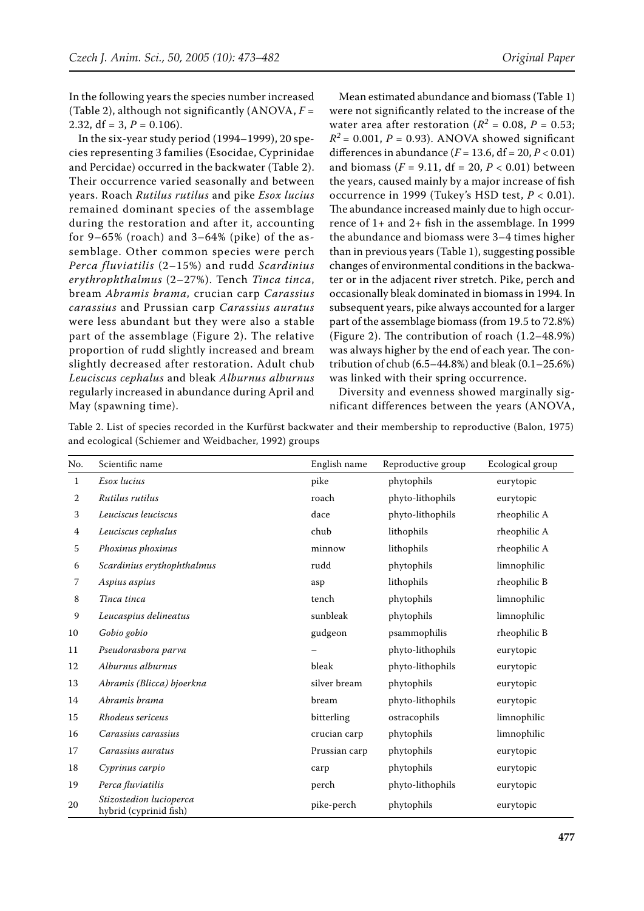In the following years the species number increased (Table 2), although not significantly (ANOVA, $F$ = 2.32, df = 3, $P$ = 0.106).

In the six-year study period (1994–1999), 20 species representing 3 families (Esocidae, Cyprinidae and Percidae) occurred in the backwater (Table 2). Their occurrence varied seasonally and between years. Roach *Rutilus rutilus* and pike *Esox lucius* remained dominant species of the assemblage during the restoration and after it, accounting for 9–65% (roach) and 3–64% (pike) of the assemblage. Other common species were perch *Perca fluviatilis* (2–15%) and rudd *Scardinius erythrophthalmus* (2–27%). Tench *Tinca tinca*, bream *Abramis brama*, crucian carp *Carassius carassius* and Prussian carp *Carassius auratus* were less abundant but they were also a stable part of the assemblage (Figure 2). The relative proportion of rudd slightly increased and bream slightly decreased after restoration. Adult chub *Leuciscus cephalus* and bleak *Alburnus alburnus* regularly increased in abundance during April and May (spawning time).

Mean estimated abundance and biomass (Table 1) were not significantly related to the increase of the water area after restoration ($R^2$ = 0.08, $P$ = 0.53; $R^2$ = 0.001, $P$ = 0.93). ANOVA showed significant differences in abundance ($F$ = 13.6, df = 20, $P$ < 0.01) and biomass ($F$ = 9.11, df = 20, $P$ < 0.01) between the years, caused mainly by a major increase of fish occurrence in 1999 (Tukey's HSD test, $P$ < 0.01). The abundance increased mainly due to high occurrence of 1+ and 2+ fish in the assemblage. In 1999 the abundance and biomass were 3–4 times higher than in previous years (Table 1), suggesting possible changes of environmental conditions in the backwater or in the adjacent river stretch. Pike, perch and occasionally bleak dominated in biomass in 1994. In subsequent years, pike always accounted for a larger part of the assemblage biomass (from 19.5 to 72.8%) (Figure 2). The contribution of roach (1.2–48.9%) was always higher by the end of each year. The contribution of chub (6.5–44.8%) and bleak (0.1–25.6%) was linked with their spring occurrence.

Diversity and evenness showed marginally significant differences between the years (ANOVA,

Table 2. List of species recorded in the Kurfürst backwater and their membership to reproductive (Balon, 1975) and ecological (Schiemer and Weidbacher, 1992) groups

| No. | Scientific name | English name | Reproductive group | Ecological group |
|---|---|---|---|---|
| 1 | *Esox lucius* | pike | phytophils | eurytopic |
| 2 | *Rutilus rutilus* | roach | phyto-lithophils | eurytopic |
| 3 | *Leuciscus leuciscus* | dace | phyto-lithophils | rheophilic A |
| 4 | *Leuciscus cephalus* | chub | lithophils | rheophilic A |
| 5 | *Phoxinus phoxinus* | minnow | lithophils | rheophilic A |
| 6 | *Scardinius erythophthalmus* | rudd | phytophils | limnophilic |
| 7 | *Aspius aspius* | asp | lithophils | rheophilic B |
| 8 | *Tinca tinca* | tench | phytophils | limnophilic |
| 9 | *Leucaspius delineatus* | sunbleak | phytophils | limnophilic |
| 10 | *Gobio gobio* | gudgeon | psammophilis | rheophilic B |
| 11 | *Pseudorasbora parva* | – | phyto-lithophils | eurytopic |
| 12 | *Alburnus alburnus* | bleak | phyto-lithophils | eurytopic |
| 13 | *Abramis (Blicca) bjoerkna* | silver bream | phytophils | eurytopic |
| 14 | *Abramis brama* | bream | phyto-lithophils | eurytopic |
| 15 | *Rhodeus sericeus* | bitterling | ostracophils | limnophilic |
| 16 | *Carassius carassius* | crucian carp | phytophils | limnophilic |
| 17 | *Carassius auratus* | Prussian carp | phytophils | eurytopic |
| 18 | *Cyprinus carpio* | carp | phytophils | eurytopic |
| 19 | *Perca fluviatilis* | perch | phyto-lithophils | eurytopic |
| 20 | *Stizostedion lucioperca* hybrid (cyprinid fish) | pike-perch | phytophils | eurytopic |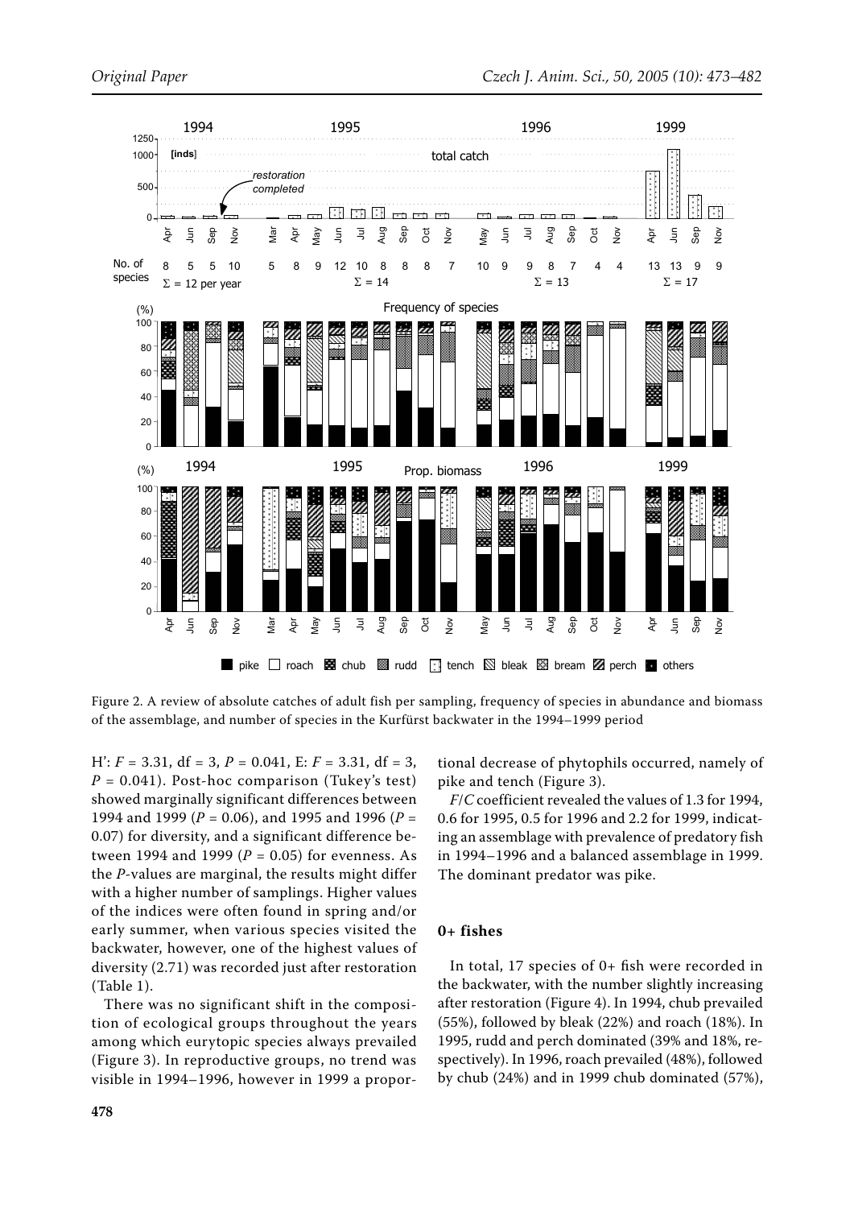Figure 2. A review of absolute catches of adult fish per sampling, frequency of species in abundance and biomass of the assemblage, and number of species in the Kurfürst backwater in the 1994–1999 period

H': $F = 3.31$, df = 3, $P = 0.041$, E: $F = 3.31$, df = 3, $P = 0.041$). Post-hoc comparison (Tukey's test) showed marginally significant differences between 1994 and 1999 ($P = 0.06$), and 1995 and 1996 ($P = 0.07$) for diversity, and a significant difference between 1994 and 1999 ($P = 0.05$) for evenness. As the *P*-values are marginal, the results might differ with a higher number of samplings. Higher values of the indices were often found in spring and/or early summer, when various species visited the backwater, however, one of the highest values of diversity (2.71) was recorded just after restoration (Table 1).

There was no significant shift in the composition of ecological groups throughout the years among which eurytopic species always prevailed (Figure 3). In reproductive groups, no trend was visible in 1994–1996, however in 1999 a proportional decrease of phytophils occurred, namely of pike and tench (Figure 3).

*F*/*C* coefficient revealed the values of 1.3 for 1994, 0.6 for 1995, 0.5 for 1996 and 2.2 for 1999, indicating an assemblage with prevalence of predatory fish in 1994–1996 and a balanced assemblage in 1999. The dominant predator was pike.

## 0+ fishes

In total, 17 species of 0+ fish were recorded in the backwater, with the number slightly increasing after restoration (Figure 4). In 1994, chub prevailed (55%), followed by bleak (22%) and roach (18%). In 1995, rudd and perch dominated (39% and 18%, respectively). In 1996, roach prevailed (48%), followed by chub (24%) and in 1999 chub dominated (57%),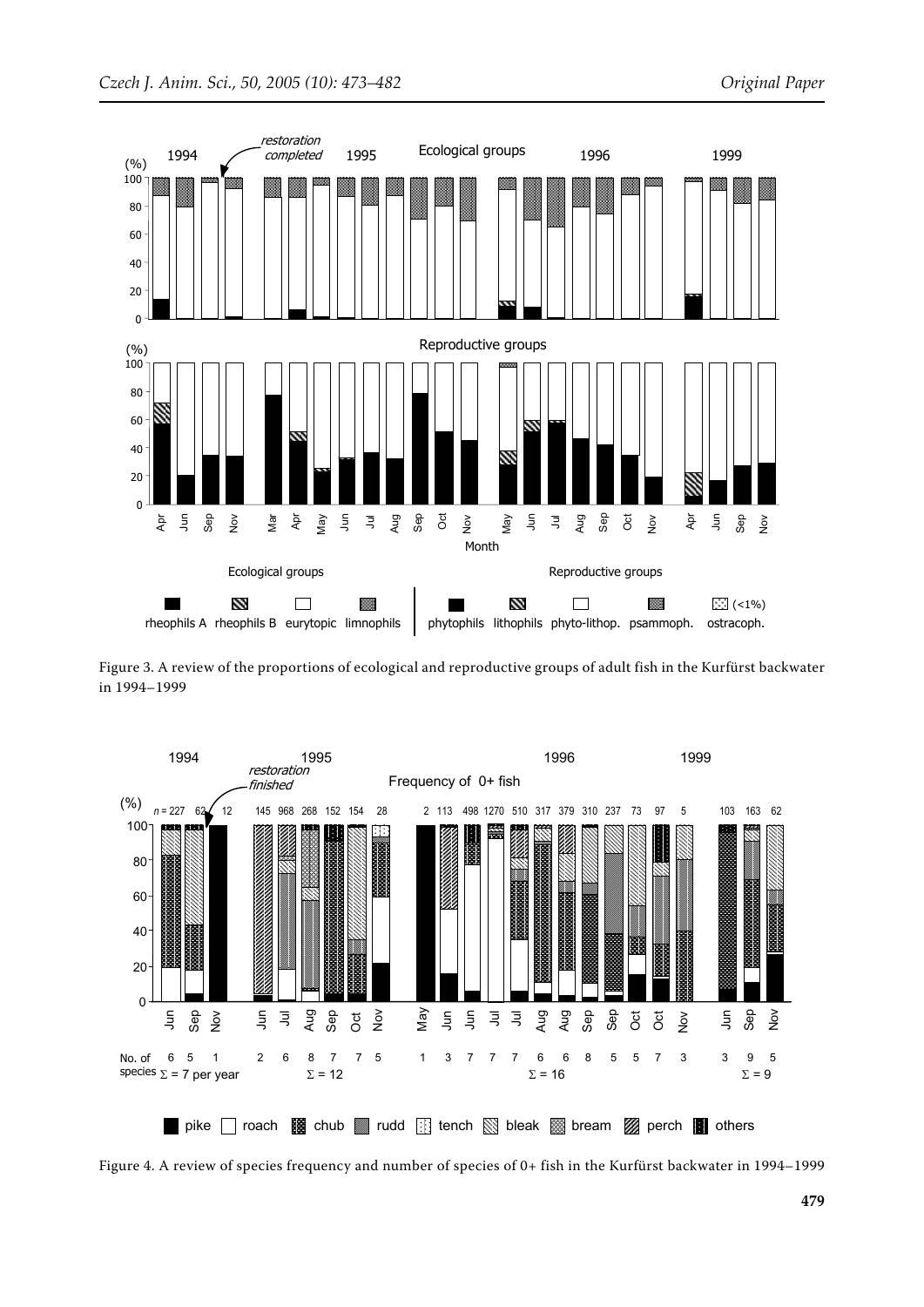Figure 3. A review of the proportions of ecological and reproductive groups of adult fish in the Kurfürst backwater in 1994–1999

Figure 4. A review of species frequency and number of species of 0+ fish in the Kurfürst backwater in 1994–1999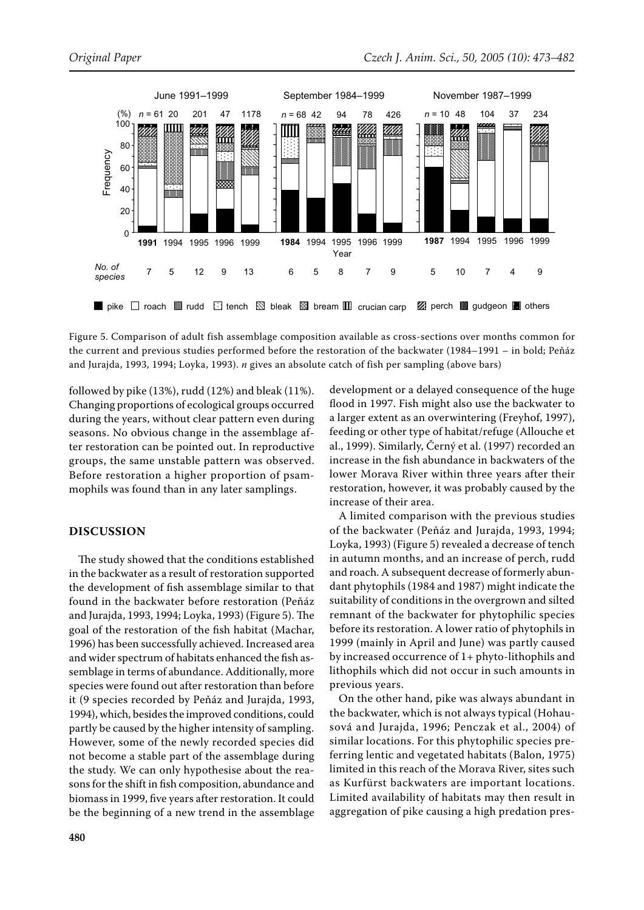Figure 5. Comparison of adult fish assemblage composition available as cross-sections over months common for the current and previous studies performed before the restoration of the backwater (1984–1991 – in bold; Peňáz and Jurajda, 1993, 1994; Loyka, 1993). *n* gives an absolute catch of fish per sampling (above bars)

followed by pike (13%), rudd (12%) and bleak (11%). Changing proportions of ecological groups occurred during the years, without clear pattern even during seasons. No obvious change in the assemblage after restoration can be pointed out. In reproductive groups, the same unstable pattern was observed. Before restoration a higher proportion of psammophils was found than in any later samplings.

## DISCUSSION

The study showed that the conditions established in the backwater as a result of restoration supported the development of fish assemblage similar to that found in the backwater before restoration (Peňáz and Jurajda, 1993, 1994; Loyka, 1993) (Figure 5). The goal of the restoration of the fish habitat (Machar, 1996) has been successfully achieved. Increased area and wider spectrum of habitats enhanced the fish assemblage in terms of abundance. Additionally, more species were found out after restoration than before it (9 species recorded by Peňáz and Jurajda, 1993, 1994), which, besides the improved conditions, could partly be caused by the higher intensity of sampling. However, some of the newly recorded species did not become a stable part of the assemblage during the study. We can only hypothesise about the reasons for the shift in fish composition, abundance and biomass in 1999, five years after restoration. It could be the beginning of a new trend in the assemblage development or a delayed consequence of the huge flood in 1997. Fish might also use the backwater to a larger extent as an overwintering (Freyhof, 1997), feeding or other type of habitat/refuge (Allouche et al., 1999). Similarly, Černý et al. (1997) recorded an increase in the fish abundance in backwaters of the lower Morava River within three years after their restoration, however, it was probably caused by the increase of their area.

A limited comparison with the previous studies of the backwater (Peňáz and Jurajda, 1993, 1994; Loyka, 1993) (Figure 5) revealed a decrease of tench in autumn months, and an increase of perch, rudd and roach. A subsequent decrease of formerly abundant phytophils (1984 and 1987) might indicate the suitability of conditions in the overgrown and silted remnant of the backwater for phytophilic species before its restoration. A lower ratio of phytophils in 1999 (mainly in April and June) was partly caused by increased occurrence of 1+ phyto-lithophils and lithophils which did not occur in such amounts in previous years.

On the other hand, pike was always abundant in the backwater, which is not always typical (Hohausová and Jurajda, 1996; Penczak et al., 2004) of similar locations. For this phytophilic species preferring lentic and vegetated habitats (Balon, 1975) limited in this reach of the Morava River, sites such as Kurfürst backwaters are important locations. Limited availability of habitats may then result in aggregation of pike causing a high predation pres-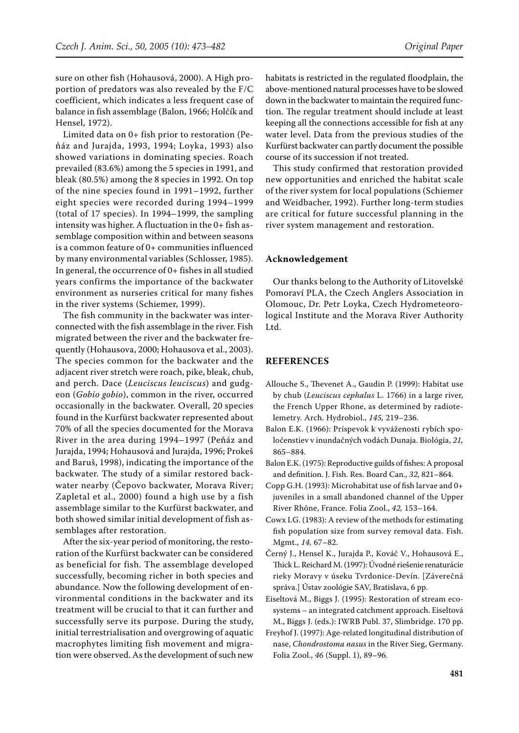sure on other fish (Hohausová, 2000). A High proportion of predators was also revealed by the F/C coefficient, which indicates a less frequent case of balance in fish assemblage (Balon, 1966; Holčík and Hensel, 1972).

Limited data on 0+ fish prior to restoration (Peňáz and Jurajda, 1993, 1994; Loyka, 1993) also showed variations in dominating species. Roach prevailed (83.6%) among the 5 species in 1991, and bleak (80.5%) among the 8 species in 1992. On top of the nine species found in 1991–1992, further eight species were recorded during 1994–1999 (total of 17 species). In 1994–1999, the sampling intensity was higher. A fluctuation in the 0+ fish assemblage composition within and between seasons is a common feature of 0+ communities influenced by many environmental variables (Schlosser, 1985). In general, the occurrence of 0+ fishes in all studied years confirms the importance of the backwater environment as nurseries critical for many fishes in the river systems (Schiemer, 1999).

The fish community in the backwater was interconnected with the fish assemblage in the river. Fish migrated between the river and the backwater frequently (Hohausova, 2000; Hohausova et al., 2003). The species common for the backwater and the adjacent river stretch were roach, pike, bleak, chub, and perch. Dace (*Leuciscus leuciscus*) and gudgeon (*Gobio gobio*), common in the river, occurred occasionally in the backwater. Overall, 20 species found in the Kurfürst backwater represented about 70% of all the species documented for the Morava River in the area during 1994–1997 (Peňáz and Jurajda, 1994; Hohausová and Jurajda, 1996; Prokeš and Baruš, 1998), indicating the importance of the backwater. The study of a similar restored backwater nearby (Čepovo backwater, Morava River; Zapletal et al., 2000) found a high use by a fish assemblage similar to the Kurfürst backwater, and both showed similar initial development of fish assemblages after restoration.

After the six-year period of monitoring, the restoration of the Kurfürst backwater can be considered as beneficial for fish. The assemblage developed successfully, becoming richer in both species and abundance. Now the following development of environmental conditions in the backwater and its treatment will be crucial to that it can further and successfully serve its purpose. During the study, initial terrestrialisation and overgrowing of aquatic macrophytes limiting fish movement and migration were observed. As the development of such new habitats is restricted in the regulated floodplain, the above-mentioned natural processes have to be slowed down in the backwater to maintain the required function. The regular treatment should include at least keeping all the connections accessible for fish at any water level. Data from the previous studies of the Kurfürst backwater can partly document the possible course of its succession if not treated.

This study confirmed that restoration provided new opportunities and enriched the habitat scale of the river system for local populations (Schiemer and Weidbacher, 1992). Further long-term studies are critical for future successful planning in the river system management and restoration.

## Acknowledgement

Our thanks belong to the Authority of Litovelské Pomoraví PLA, the Czech Anglers Association in Olomouc, Dr. Petr Loyka, Czech Hydrometeorological Institute and the Morava River Authority Ltd.

## REFERENCES

Allouche S., Thevenet A., Gaudin P. (1999): Habitat use by chub (*Leuciscus cephalus* L. 1766) in a large river, the French Upper Rhone, as determined by radiotelemetry. Arch. Hydrobiol., *145,* 219–236.

Balon E.K. (1966): Príspevok k vyváženosti rybích spoločenstiev v inundačných vodách Dunaja. Biológia, *21,* 865–884.

Balon E.K. (1975): Reproductive guilds of fishes: A proposal and definition. J. Fish. Res. Board Can., *32,* 821–864.

Copp G.H. (1993): Microhabitat use of fish larvae and 0+ juveniles in a small abandoned channel of the Upper River Rhône, France. Folia Zool., *42,* 153–164.

Cowx I.G. (1983): A review of the methods for estimating fish population size from survey removal data. Fish. Mgmt., *14,* 67–82.

Černý J., Hensel K., Jurajda P., Kováč V., Hohausová E., Thick L. Reichard M. (1997): Úvodné riešenie renaturácie rieky Moravy v úseku Tvrdonice-Devín. [Záverečná správa.] Ústav zoológie SAV, Bratislava, 6 pp.

Eiseltová M., Biggs J. (1995): Restoration of stream ecosystems – an integrated catchment approach. Eiseltová M., Biggs J. (eds.): IWRB Publ. 37, Slimbridge. 170 pp.

Freyhof J. (1997): Age-related longitudinal distribution of nase, *Chondrostoma nasus* in the River Sieg, Germany. Folia Zool., *46* (Suppl. 1), 89–96.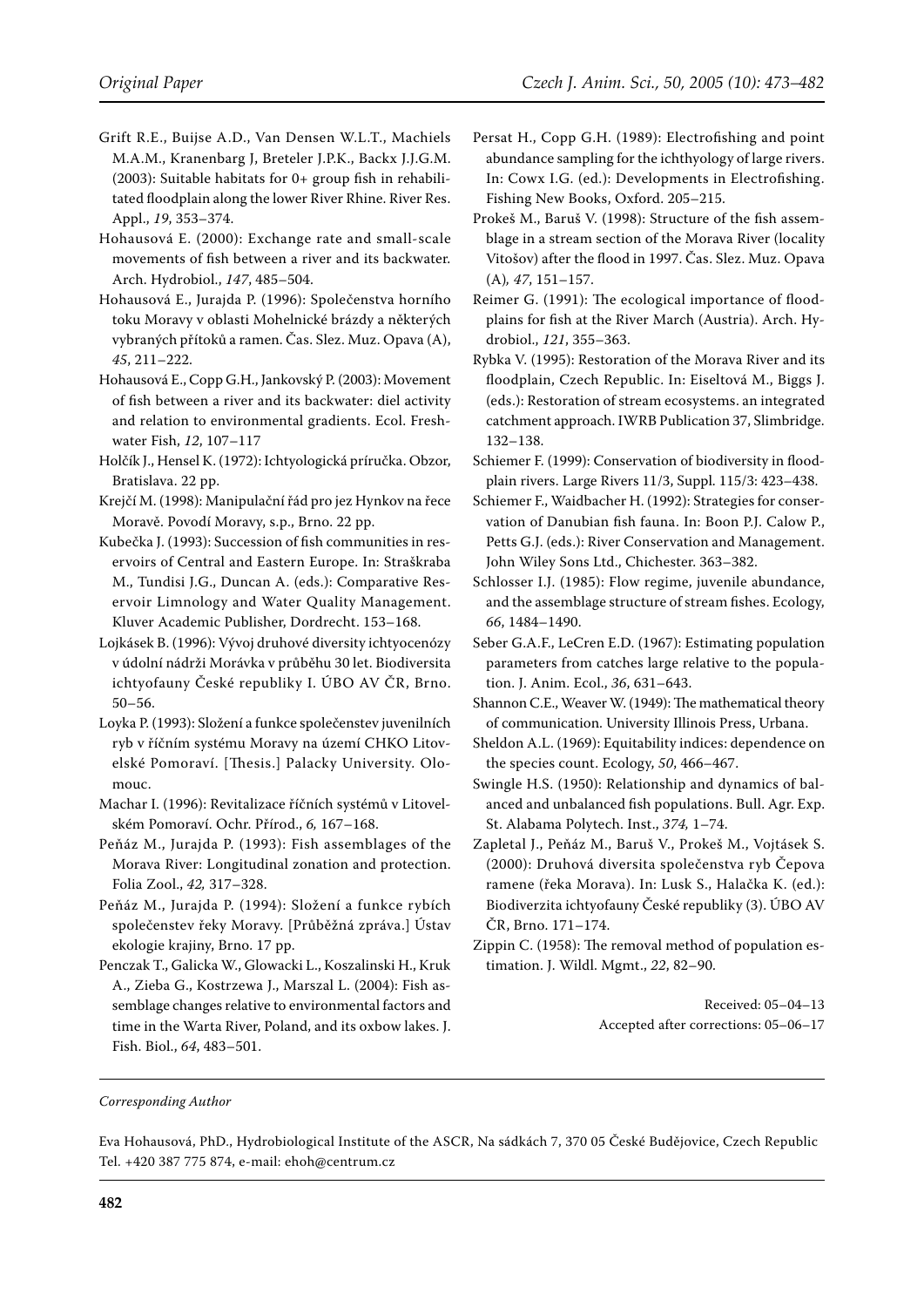Grift R.E., Buijse A.D., Van Densen W.L.T., Machiels M.A.M., Kranenbarg J, Breteler J.P.K., Backx J.J.G.M. (2003): Suitable habitats for 0+ group fish in rehabilitated floodplain along the lower River Rhine. River Res. Appl., *19*, 353–374.

Hohausová E. (2000): Exchange rate and small-scale movements of fish between a river and its backwater. Arch. Hydrobiol., *147*, 485–504.

Hohausová E., Jurajda P. (1996): Společenstva horního toku Moravy v oblasti Mohelnické brázdy a některých vybraných přítoků a ramen. Čas. Slez. Muz. Opava (A), *45*, 211–222.

Hohausová E., Copp G.H., Jankovský P. (2003): Movement of fish between a river and its backwater: diel activity and relation to environmental gradients. Ecol. Freshwater Fish, *12*, 107–117

Holčík J., Hensel K. (1972): Ichtyologická príručka. Obzor, Bratislava. 22 pp.

Krejčí M. (1998): Manipulační řád pro jez Hynkov na řece Moravě. Povodí Moravy, s.p., Brno. 22 pp.

Kubečka J. (1993): Succession of fish communities in reservoirs of Central and Eastern Europe. In: Straškraba M., Tundisi J.G., Duncan A. (eds.): Comparative Reservoir Limnology and Water Quality Management. Kluver Academic Publisher, Dordrecht. 153–168.

Lojkásek B. (1996): Vývoj druhové diversity ichtyocenózy v údolní nádrži Morávka v průběhu 30 let. Biodiversita ichtyofauny České republiky I. ÚBO AV ČR, Brno. 50–56.

Loyka P. (1993): Složení a funkce společenstev juvenilních ryb v říčním systému Moravy na území CHKO Litovelské Pomoraví. [Thesis.] Palacky University. Olomouc.

Machar I. (1996): Revitalizace říčních systémů v Litovelském Pomoraví. Ochr. Přírod., *6*, 167–168.

Peňáz M., Jurajda P. (1993): Fish assemblages of the Morava River: Longitudinal zonation and protection. Folia Zool., *42,* 317–328.

Peňáz M., Jurajda P. (1994): Složení a funkce rybích společenstev řeky Moravy. [Průběžná zpráva.] Ústav ekologie krajiny, Brno. 17 pp.

Penczak T., Galicka W., Glowacki L., Koszalinski H., Kruk A., Zieba G., Kostrzewa J., Marszal L. (2004): Fish assemblage changes relative to environmental factors and time in the Warta River, Poland, and its oxbow lakes. J. Fish. Biol., *64*, 483–501.

Persat H., Copp G.H. (1989): Electrofishing and point abundance sampling for the ichthyology of large rivers. In: Cowx I.G. (ed.): Developments in Electrofishing. Fishing New Books, Oxford. 205–215.

Prokeš M., Baruš V. (1998): Structure of the fish assemblage in a stream section of the Morava River (locality Vitošov) after the flood in 1997. Čas. Slez. Muz. Opava (A)*, 47*, 151–157.

Reimer G. (1991): The ecological importance of floodplains for fish at the River March (Austria). Arch. Hydrobiol., *121*, 355–363.

Rybka V. (1995): Restoration of the Morava River and its floodplain, Czech Republic. In: Eiseltová M., Biggs J. (eds.): Restoration of stream ecosystems. an integrated catchment approach. IWRB Publication 37, Slimbridge. 132–138.

Schiemer F. (1999): Conservation of biodiversity in floodplain rivers. Large Rivers 11/3, Suppl. 115/3: 423–438.

Schiemer F., Waidbacher H. (1992): Strategies for conservation of Danubian fish fauna. In: Boon P.J. Calow P., Petts G.J. (eds.): River Conservation and Management. John Wiley Sons Ltd., Chichester. 363–382.

Schlosser I.J. (1985): Flow regime, juvenile abundance, and the assemblage structure of stream fishes. Ecology, *66*, 1484–1490.

Seber G.A.F., LeCren E.D. (1967): Estimating population parameters from catches large relative to the population. J. Anim. Ecol., *36*, 631–643.

Shannon C.E., Weaver W. (1949): The mathematical theory of communication. University Illinois Press, Urbana.

Sheldon A.L. (1969): Equitability indices: dependence on the species count. Ecology, *50*, 466–467.

Swingle H.S. (1950): Relationship and dynamics of balanced and unbalanced fish populations. Bull. Agr. Exp. St. Alabama Polytech. Inst., *374,* 1–74.

Zapletal J., Peňáz M., Baruš V., Prokeš M., Vojtásek S. (2000): Druhová diversita společenstva ryb Čepova ramene (řeka Morava). In: Lusk S., Halačka K. (ed.): Biodiverzita ichtyofauny České republiky (3). ÚBO AV ČR, Brno. 171–174.

Zippin C. (1958): The removal method of population estimation. J. Wildl. Mgmt., *22*, 82–90.

Received: 05–04–13
Accepted after corrections: 05–06–17

*Corresponding Author*

Eva Hohausová, PhD., Hydrobiological Institute of the ASCR, Na sádkách 7, 370 05 České Budějovice, Czech Republic
Tel. +420 387 775 874, e-mail: ehoh@centrum.cz